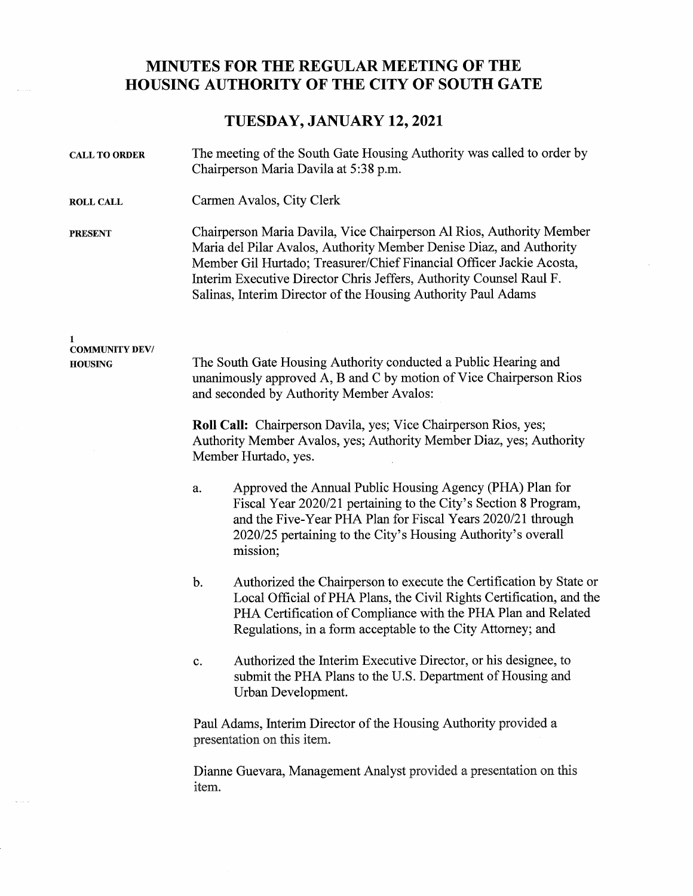# MINUTES FOR THE REGULAR MEETING OF THE HOUSING AUTHORITY OF THE CITY OF SOUTH GATE

## TUESDAY, JANUARY 12, 2021

**CALL TO ORDER**

The meeting of the South Gate Housing Authority was called to order by Chairperson Maria Davila at 5:38 p.m.

**ROLL CALL**

Carmen Avalos, City Clerk

**PRESENT**

Chairperson Maria Davila, Vice Chairperson Al Rios, Authority Member Maria del Pilar Avalos, Authority Member Denise Diaz, and Authority Member Gil Hurtado; Treasurer/Chief Financial Officer Jackie Acosta, Interim Executive Director Chris Jeffers, Authority Counsel Raul F. Salinas, Interim Director of the Housing Authority Paul Adams

**1**
**COMMUNITY DEV/ HOUSING**

The South Gate Housing Authority conducted a Public Hearing and unanimously approved A, B and C by motion of Vice Chairperson Rios and seconded by Authority Member Avalos:

**Roll Call:** Chairperson Davila, yes; Vice Chairperson Rios, yes; Authority Member Avalos, yes; Authority Member Diaz, yes; Authority Member Hurtado, yes.

a. Approved the Annual Public Housing Agency (PHA) Plan for Fiscal Year 2020/21 pertaining to the City's Section 8 Program, and the Five-Year PHA Plan for Fiscal Years 2020/21 through 2020/25 pertaining to the City's Housing Authority's overall mission;

b. Authorized the Chairperson to execute the Certification by State or Local Official of PHA Plans, the Civil Rights Certification, and the PHA Certification of Compliance with the PHA Plan and Related Regulations, in a form acceptable to the City Attorney; and

c. Authorized the Interim Executive Director, or his designee, to submit the PHA Plans to the U.S. Department of Housing and Urban Development.

Paul Adams, Interim Director of the Housing Authority provided a presentation on this item.

Dianne Guevara, Management Analyst provided a presentation on this item.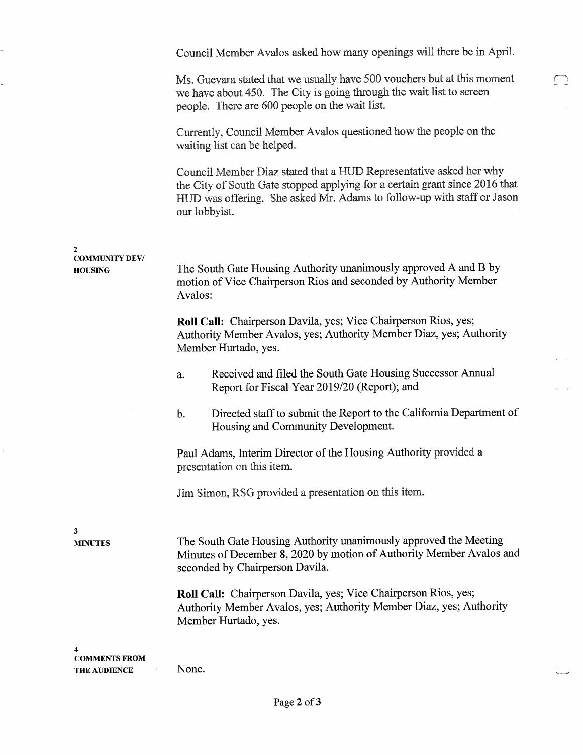Council Member Avalos asked how many openings will there be in April.

Ms. Guevara stated that we usually have 500 vouchers but at this moment we have about 450. The City is going through the wait list to screen people. There are 600 people on the wait list.

Currently, Council Member Avalos questioned how the people on the waiting list can be helped.

Council Member Diaz stated that a HUD Representative asked her why the City of South Gate stopped applying for a certain grant since 2016 that HUD was offering. She asked Mr. Adams to follow-up with staff or Jason our lobbyist.

**2**
**COMMUNITY DEV/ HOUSING**

The South Gate Housing Authority unanimously approved A and B by motion of Vice Chairperson Rios and seconded by Authority Member Avalos:

**Roll Call:** Chairperson Davila, yes; Vice Chairperson Rios, yes; Authority Member Avalos, yes; Authority Member Diaz, yes; Authority Member Hurtado, yes.

a. Received and filed the South Gate Housing Successor Annual Report for Fiscal Year 2019/20 (Report); and

b. Directed staff to submit the Report to the California Department of Housing and Community Development.

Paul Adams, Interim Director of the Housing Authority provided a presentation on this item.

Jim Simon, RSG provided a presentation on this item.

**3**
**MINUTES**

The South Gate Housing Authority unanimously approved the Meeting Minutes of December 8, 2020 by motion of Authority Member Avalos and seconded by Chairperson Davila.

**Roll Call:** Chairperson Davila, yes; Vice Chairperson Rios, yes; Authority Member Avalos, yes; Authority Member Diaz, yes; Authority Member Hurtado, yes.

**4**
**COMMENTS FROM THE AUDIENCE**

None.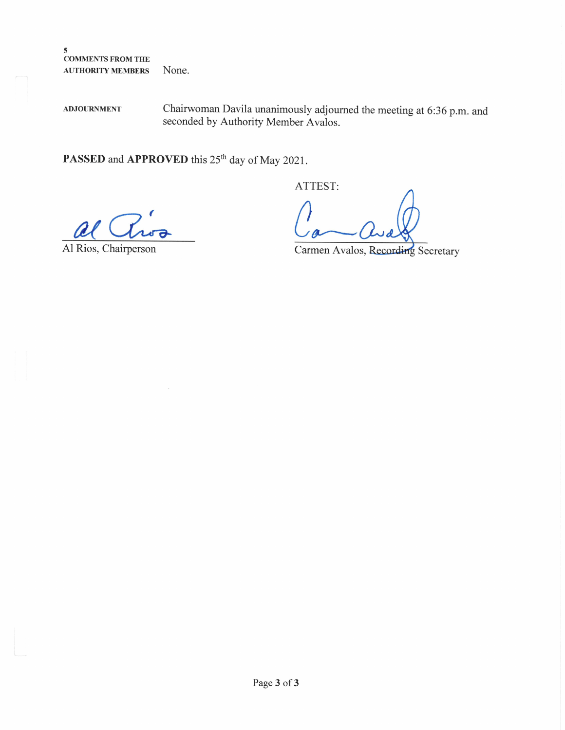**5**
**COMMENTS FROM THE AUTHORITY MEMBERS** None.

**ADJOURNMENT** Chairwoman Davila unanimously adjourned the meeting at 6:36 p.m. and seconded by Authority Member Avalos.

**PASSED** and **APPROVED** this 25th day of May 2021.

ATTEST:

Al Rios, Chairperson

Carmen Avalos, Recording Secretary